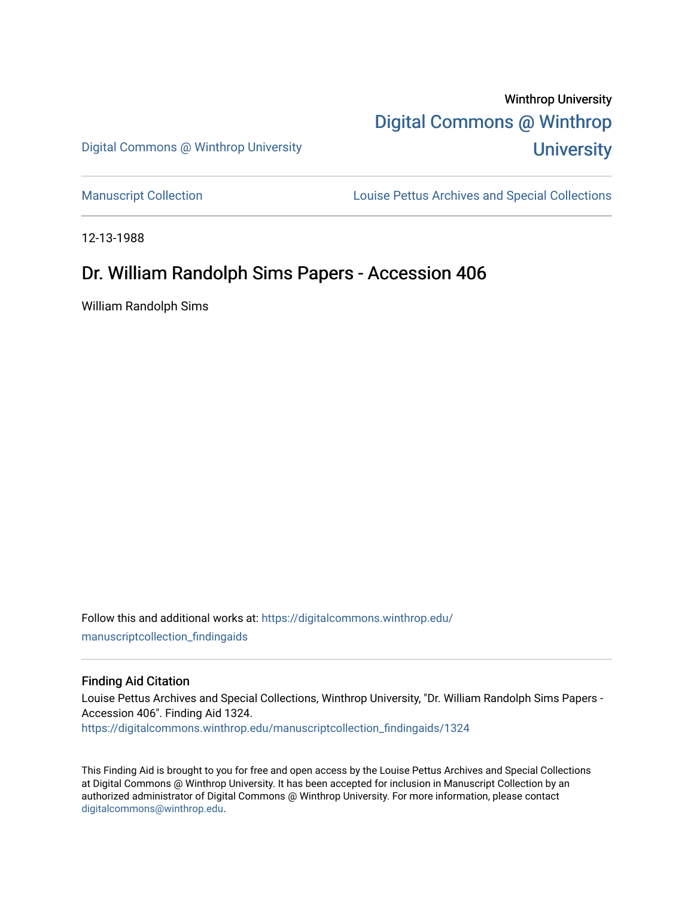Winthrop University

[Digital Commons @ Winthrop University](https://digitalcommons.winthrop.edu)

Digital Commons @ Winthrop University

Manuscript Collection

Louise Pettus Archives and Special Collections

12-13-1988

# Dr. William Randolph Sims Papers - Accession 406

William Randolph Sims

Follow this and additional works at: https://digitalcommons.winthrop.edu/manuscriptcollection_findingaids

## Finding Aid Citation

Louise Pettus Archives and Special Collections, Winthrop University, "Dr. William Randolph Sims Papers - Accession 406". Finding Aid 1324.
https://digitalcommons.winthrop.edu/manuscriptcollection_findingaids/1324

This Finding Aid is brought to you for free and open access by the Louise Pettus Archives and Special Collections at Digital Commons @ Winthrop University. It has been accepted for inclusion in Manuscript Collection by an authorized administrator of Digital Commons @ Winthrop University. For more information, please contact digitalcommons@winthrop.edu.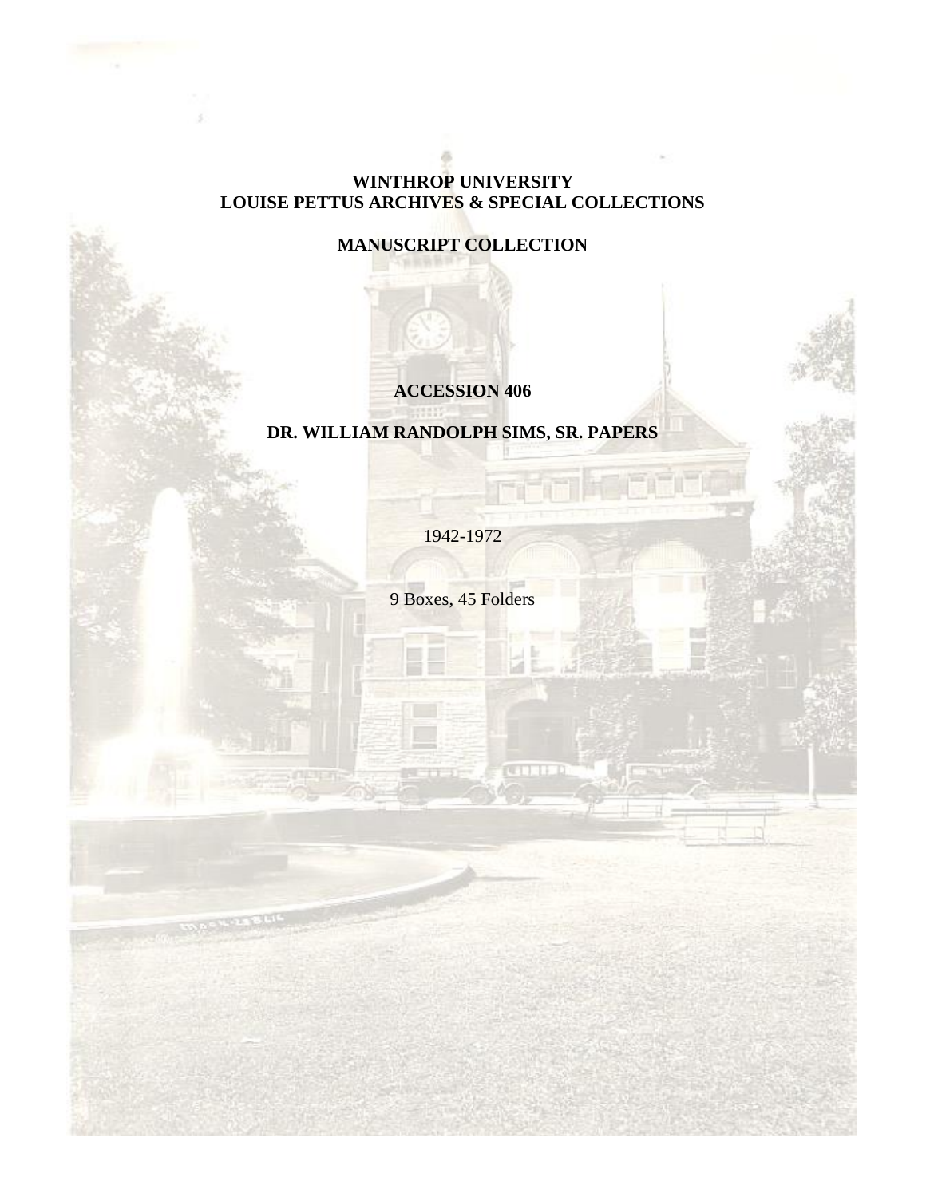**WINTHROP UNIVERSITY**
**LOUISE PETTUS ARCHIVES & SPECIAL COLLECTIONS**

**MANUSCRIPT COLLECTION**

**ACCESSION 406**

**DR. WILLIAM RANDOLPH SIMS, SR. PAPERS**

1942-1972

9 Boxes, 45 Folders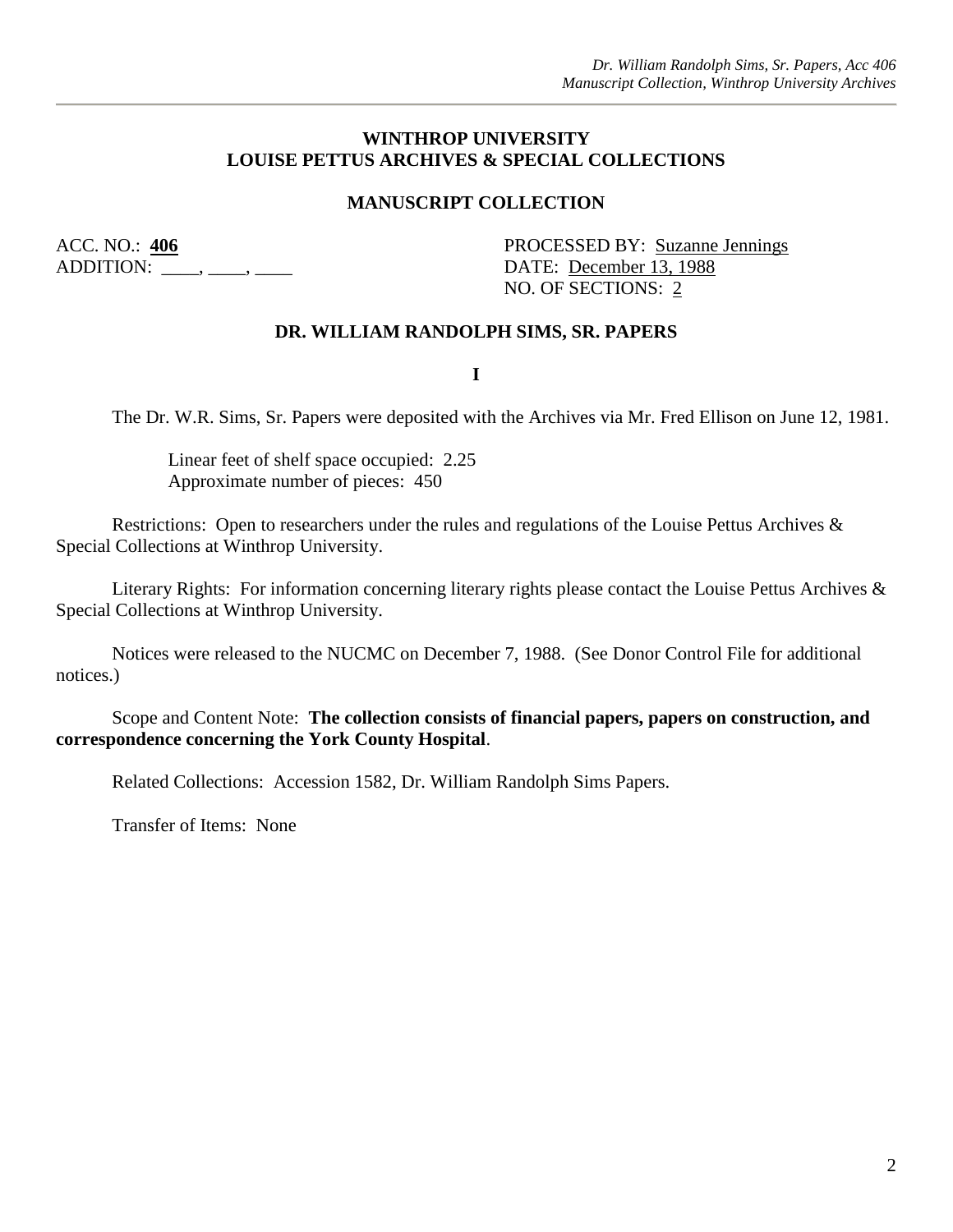**WINTHROP UNIVERSITY**
**LOUISE PETTUS ARCHIVES & SPECIAL COLLECTIONS**

**MANUSCRIPT COLLECTION**

ACC. NO.: **406**
ADDITION: ____, ____, ____

PROCESSED BY: Suzanne Jennings
DATE: December 13, 1988
NO. OF SECTIONS: 2

**DR. WILLIAM RANDOLPH SIMS, SR. PAPERS**

**I**

The Dr. W.R. Sims, Sr. Papers were deposited with the Archives via Mr. Fred Ellison on June 12, 1981.

Linear feet of shelf space occupied: 2.25
Approximate number of pieces: 450

Restrictions: Open to researchers under the rules and regulations of the Louise Pettus Archives & Special Collections at Winthrop University.

Literary Rights: For information concerning literary rights please contact the Louise Pettus Archives & Special Collections at Winthrop University.

Notices were released to the NUCMC on December 7, 1988. (See Donor Control File for additional notices.)

Scope and Content Note: **The collection consists of financial papers, papers on construction, and correspondence concerning the York County Hospital**.

Related Collections: Accession 1582, Dr. William Randolph Sims Papers.

Transfer of Items: None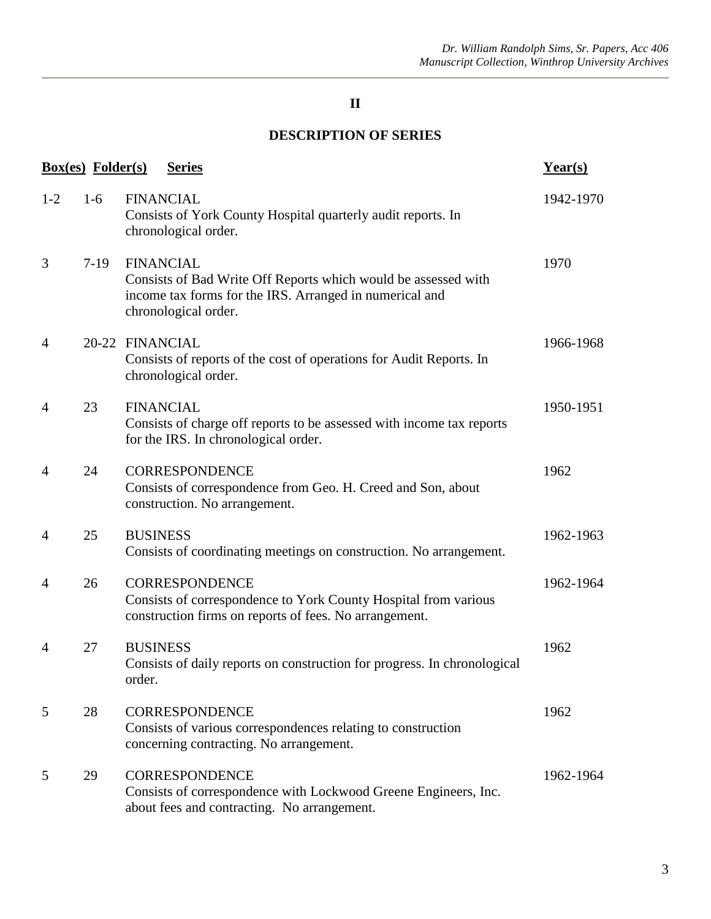## II

## DESCRIPTION OF SERIES

| Box(es) | Folder(s) | Series | Year(s) |
|---|---|---|---|
| 1-2 | 1-6 | FINANCIAL<br>Consists of York County Hospital quarterly audit reports. In chronological order. | 1942-1970 |
| 3 | 7-19 | FINANCIAL<br>Consists of Bad Write Off Reports which would be assessed with income tax forms for the IRS. Arranged in numerical and chronological order. | 1970 |
| 4 | 20-22 | FINANCIAL<br>Consists of reports of the cost of operations for Audit Reports. In chronological order. | 1966-1968 |
| 4 | 23 | FINANCIAL<br>Consists of charge off reports to be assessed with income tax reports for the IRS. In chronological order. | 1950-1951 |
| 4 | 24 | CORRESPONDENCE<br>Consists of correspondence from Geo. H. Creed and Son, about construction. No arrangement. | 1962 |
| 4 | 25 | BUSINESS<br>Consists of coordinating meetings on construction. No arrangement. | 1962-1963 |
| 4 | 26 | CORRESPONDENCE<br>Consists of correspondence to York County Hospital from various construction firms on reports of fees. No arrangement. | 1962-1964 |
| 4 | 27 | BUSINESS<br>Consists of daily reports on construction for progress. In chronological order. | 1962 |
| 5 | 28 | CORRESPONDENCE<br>Consists of various correspondences relating to construction concerning contracting. No arrangement. | 1962 |
| 5 | 29 | CORRESPONDENCE<br>Consists of correspondence with Lockwood Greene Engineers, Inc. about fees and contracting. No arrangement. | 1962-1964 |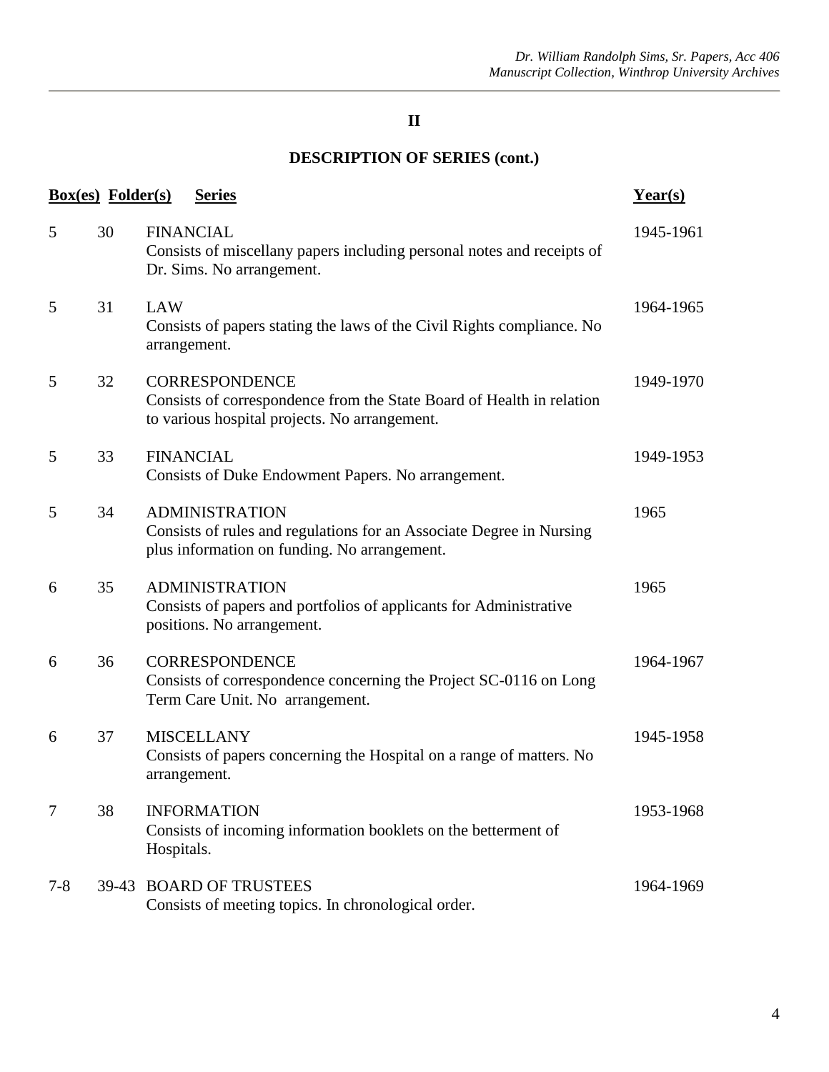## II

## DESCRIPTION OF SERIES (cont.)

| Box(es) | Folder(s) | Series | Year(s) |
|---|---|---|---|
| 5 | 30 | FINANCIAL<br>Consists of miscellany papers including personal notes and receipts of Dr. Sims. No arrangement. | 1945-1961 |
| 5 | 31 | LAW<br>Consists of papers stating the laws of the Civil Rights compliance. No arrangement. | 1964-1965 |
| 5 | 32 | CORRESPONDENCE<br>Consists of correspondence from the State Board of Health in relation to various hospital projects. No arrangement. | 1949-1970 |
| 5 | 33 | FINANCIAL<br>Consists of Duke Endowment Papers. No arrangement. | 1949-1953 |
| 5 | 34 | ADMINISTRATION<br>Consists of rules and regulations for an Associate Degree in Nursing plus information on funding. No arrangement. | 1965 |
| 6 | 35 | ADMINISTRATION<br>Consists of papers and portfolios of applicants for Administrative positions. No arrangement. | 1965 |
| 6 | 36 | CORRESPONDENCE<br>Consists of correspondence concerning the Project SC-0116 on Long Term Care Unit. No arrangement. | 1964-1967 |
| 6 | 37 | MISCELLANY<br>Consists of papers concerning the Hospital on a range of matters. No arrangement. | 1945-1958 |
| 7 | 38 | INFORMATION<br>Consists of incoming information booklets on the betterment of Hospitals. | 1953-1968 |
| 7-8 | 39-43 | BOARD OF TRUSTEES<br>Consists of meeting topics. In chronological order. | 1964-1969 |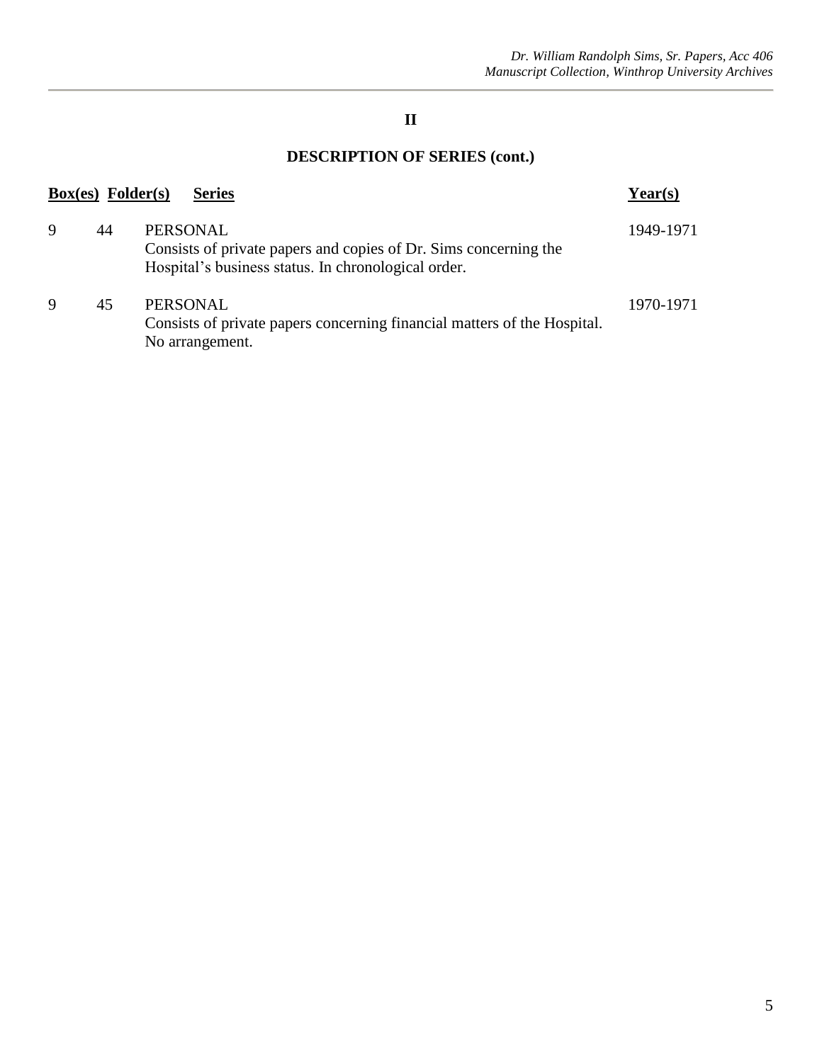## II

## DESCRIPTION OF SERIES (cont.)

| **Box(es)** | **Folder(s)** | **Series** | **Year(s)** |
|---|---|---|---|
| 9 | 44 | PERSONAL<br>Consists of private papers and copies of Dr. Sims concerning the Hospital's business status. In chronological order. | 1949-1971 |
| 9 | 45 | PERSONAL<br>Consists of private papers concerning financial matters of the Hospital. No arrangement. | 1970-1971 |